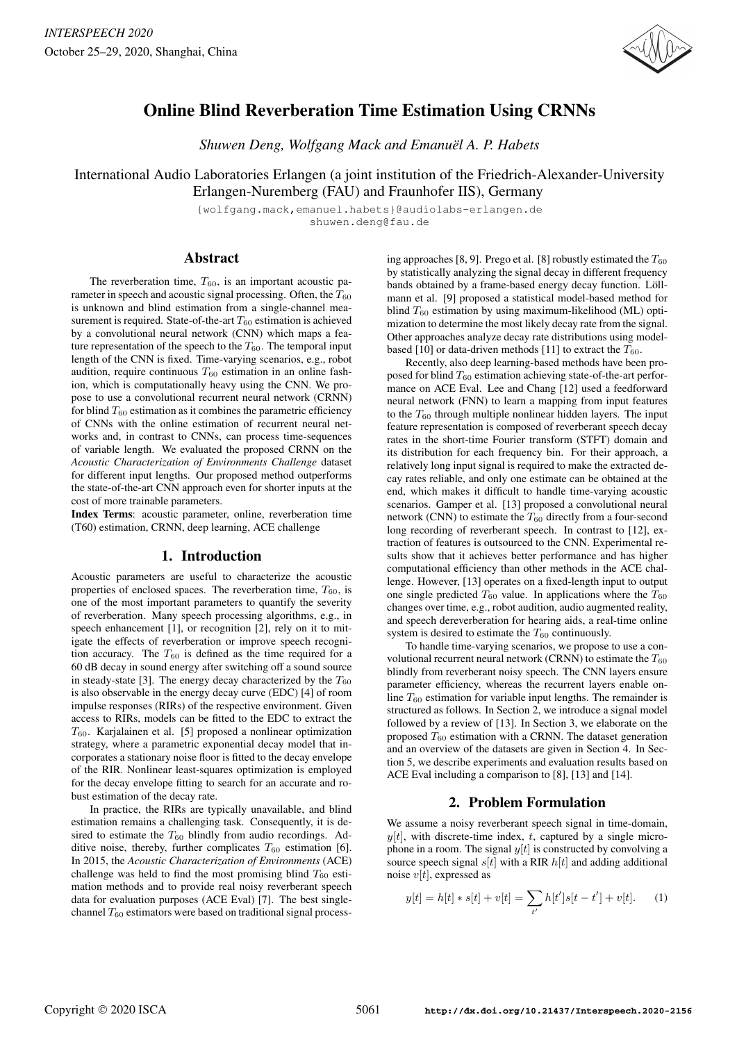# Online Blind Reverberation Time Estimation Using CRNNs

*Shuwen Deng, Wolfgang Mack and Emanuël A. P. Habets*

International Audio Laboratories Erlangen (a joint institution of the Friedrich-Alexander-University Erlangen-Nuremberg (FAU) and Fraunhofer IIS), Germany

{wolfgang.mack,emanuel.habets}@audiolabs-erlangen.de
shuwen.deng@fau.de

## Abstract

The reverberation time, $T_{60}$, is an important acoustic parameter in speech and acoustic signal processing. Often, the $T_{60}$ is unknown and blind estimation from a single-channel measurement is required. State-of-the-art $T_{60}$ estimation is achieved by a convolutional neural network (CNN) which maps a feature representation of the speech to the $T_{60}$. The temporal input length of the CNN is fixed. Time-varying scenarios, e.g., robot audition, require continuous $T_{60}$ estimation in an online fashion, which is computationally heavy using the CNN. We propose to use a convolutional recurrent neural network (CRNN) for blind $T_{60}$ estimation as it combines the parametric efficiency of CNNs with the online estimation of recurrent neural networks and, in contrast to CNNs, can process time-sequences of variable length. We evaluated the proposed CRNN on the *Acoustic Characterization of Environments Challenge* dataset for different input lengths. Our proposed method outperforms the state-of-the-art CNN approach even for shorter inputs at the cost of more trainable parameters.

**Index Terms**: acoustic parameter, online, reverberation time (T60) estimation, CRNN, deep learning, ACE challenge

## 1. Introduction

Acoustic parameters are useful to characterize the acoustic properties of enclosed spaces. The reverberation time, $T_{60}$, is one of the most important parameters to quantify the severity of reverberation. Many speech processing algorithms, e.g., in speech enhancement [1], or recognition [2], rely on it to mitigate the effects of reverberation or improve speech recognition accuracy. The $T_{60}$ is defined as the time required for a 60 dB decay in sound energy after switching off a sound source in steady-state [3]. The energy decay characterized by the $T_{60}$ is also observable in the energy decay curve (EDC) [4] of room impulse responses (RIRs) of the respective environment. Given access to RIRs, models can be fitted to the EDC to extract the $T_{60}$. Karjalainen et al. [5] proposed a nonlinear optimization strategy, where a parametric exponential decay model that incorporates a stationary noise floor is fitted to the decay envelope of the RIR. Nonlinear least-squares optimization is employed for the decay envelope fitting to search for an accurate and robust estimation of the decay rate.

In practice, the RIRs are typically unavailable, and blind estimation remains a challenging task. Consequently, it is desired to estimate the $T_{60}$ blindly from audio recordings. Additive noise, thereby, further complicates $T_{60}$ estimation [6]. In 2015, the *Acoustic Characterization of Environments* (ACE) challenge was held to find the most promising blind $T_{60}$ estimation methods and to provide real noisy reverberant speech data for evaluation purposes (ACE Eval) [7]. The best single-channel $T_{60}$ estimators were based on traditional signal processing approaches [8, 9]. Prego et al. [8] robustly estimated the $T_{60}$ by statistically analyzing the signal decay in different frequency bands obtained by a frame-based energy decay function. Löllmann et al. [9] proposed a statistical model-based method for blind $T_{60}$ estimation by using maximum-likelihood (ML) optimization to determine the most likely decay rate from the signal. Other approaches analyze decay rate distributions using model-based [10] or data-driven methods [11] to extract the $T_{60}$.

Recently, also deep learning-based methods have been proposed for blind $T_{60}$ estimation achieving state-of-the-art performance on ACE Eval. Lee and Chang [12] used a feedforward neural network (FNN) to learn a mapping from input features to the $T_{60}$ through multiple nonlinear hidden layers. The input feature representation is composed of reverberant speech decay rates in the short-time Fourier transform (STFT) domain and its distribution for each frequency bin. For their approach, a relatively long input signal is required to make the extracted decay rates reliable, and only one estimate can be obtained at the end, which makes it difficult to handle time-varying acoustic scenarios. Gamper et al. [13] proposed a convolutional neural network (CNN) to estimate the $T_{60}$ directly from a four-second long recording of reverberant speech. In contrast to [12], extraction of features is outsourced to the CNN. Experimental results show that it achieves better performance and has higher computational efficiency than other methods in the ACE challenge. However, [13] operates on a fixed-length input to output one single predicted $T_{60}$ value. In applications where the $T_{60}$ changes over time, e.g., robot audition, audio augmented reality, and speech dereverberation for hearing aids, a real-time online system is desired to estimate the $T_{60}$ continuously.

To handle time-varying scenarios, we propose to use a convolutional recurrent neural network (CRNN) to estimate the $T_{60}$ blindly from reverberant noisy speech. The CNN layers ensure parameter efficiency, whereas the recurrent layers enable online $T_{60}$ estimation for variable input lengths. The remainder is structured as follows. In Section 2, we introduce a signal model followed by a review of [13]. In Section 3, we elaborate on the proposed $T_{60}$ estimation with a CRNN. The dataset generation and an overview of the datasets are given in Section 4. In Section 5, we describe experiments and evaluation results based on ACE Eval including a comparison to [8], [13] and [14].

## 2. Problem Formulation

We assume a noisy reverberant speech signal in time-domain, $y[t]$, with discrete-time index, $t$, captured by a single microphone in a room. The signal $y[t]$ is constructed by convolving a source speech signal $s[t]$ with a RIR $h[t]$ and adding additional noise $v[t]$, expressed as

$$y[t] = h[t] * s[t] + v[t] = \sum_{t'} h[t']s[t - t'] + v[t]. \qquad (1)$$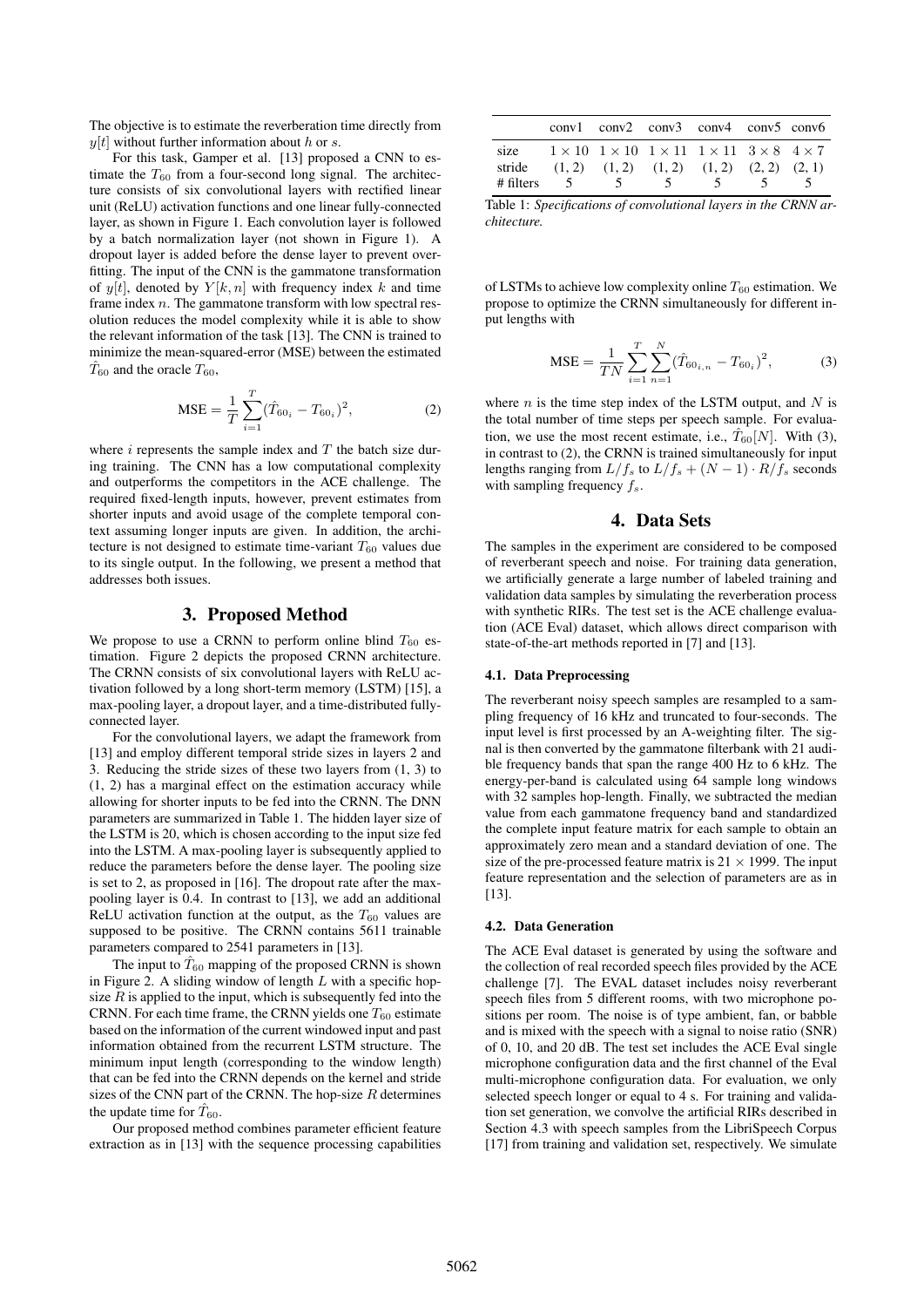The objective is to estimate the reverberation time directly from $y[t]$ without further information about $h$ or $s$.

For this task, Gamper et al. [13] proposed a CNN to estimate the $T_{60}$ from a four-second long signal. The architecture consists of six convolutional layers with rectified linear unit (ReLU) activation functions and one linear fully-connected layer, as shown in Figure 1. Each convolution layer is followed by a batch normalization layer (not shown in Figure 1). A dropout layer is added before the dense layer to prevent overfitting. The input of the CNN is the gammatone transformation of $y[t]$, denoted by $Y[k, n]$ with frequency index $k$ and time frame index $n$. The gammatone transform with low spectral resolution reduces the model complexity while it is able to show the relevant information of the task [13]. The CNN is trained to minimize the mean-squared-error (MSE) between the estimated $\hat{T}_{60}$ and the oracle $T_{60}$,

$$\text{MSE} = \frac{1}{T}\sum_{i=1}^{T}(\hat{T}_{60_i} - T_{60_i})^2, \tag{2}$$

where $i$ represents the sample index and $T$ the batch size during training. The CNN has a low computational complexity and outperforms the competitors in the ACE challenge. The required fixed-length inputs, however, prevent estimates from shorter inputs and avoid usage of the complete temporal context assuming longer inputs are given. In addition, the architecture is not designed to estimate time-variant $T_{60}$ values due to its single output. In the following, we present a method that addresses both issues.

## 3. Proposed Method

We propose to use a CRNN to perform online blind $T_{60}$ estimation. Figure 2 depicts the proposed CRNN architecture. The CRNN consists of six convolutional layers with ReLU activation followed by a long short-term memory (LSTM) [15], a max-pooling layer, a dropout layer, and a time-distributed fully-connected layer.

For the convolutional layers, we adapt the framework from [13] and employ different temporal stride sizes in layers 2 and 3. Reducing the stride sizes of these two layers from (1, 3) to (1, 2) has a marginal effect on the estimation accuracy while allowing for shorter inputs to be fed into the CRNN. The DNN parameters are summarized in Table 1. The hidden layer size of the LSTM is 20, which is chosen according to the input size fed into the LSTM. A max-pooling layer is subsequently applied to reduce the parameters before the dense layer. The pooling size is set to 2, as proposed in [16]. The dropout rate after the max-pooling layer is 0.4. In contrast to [13], we add an additional ReLU activation function at the output, as the $T_{60}$ values are supposed to be positive. The CRNN contains 5611 trainable parameters compared to 2541 parameters in [13].

The input to $\hat{T}_{60}$ mapping of the proposed CRNN is shown in Figure 2. A sliding window of length $L$ with a specific hop-size $R$ is applied to the input, which is subsequently fed into the CRNN. For each time frame, the CRNN yields one $T_{60}$ estimate based on the information of the current windowed input and past information obtained from the recurrent LSTM structure. The minimum input length (corresponding to the window length) that can be fed into the CRNN depends on the kernel and stride sizes of the CNN part of the CRNN. The hop-size $R$ determines the update time for $\hat{T}_{60}$.

Our proposed method combines parameter efficient feature extraction as in [13] with the sequence processing capabilities of LSTMs to achieve low complexity online $T_{60}$ estimation. We propose to optimize the CRNN simultaneously for different input lengths with

|  | conv1 | conv2 | conv3 | conv4 | conv5 | conv6 |
|---|---|---|---|---|---|---|
| size | $1 \times 10$ | $1 \times 10$ | $1 \times 11$ | $1 \times 11$ | $3 \times 8$ | $4 \times 7$ |
| stride | (1, 2) | (1, 2) | (1, 2) | (1, 2) | (2, 2) | (2, 1) |
| # filters | 5 | 5 | 5 | 5 | 5 | 5 |

Table 1: *Specifications of convolutional layers in the CRNN architecture.*

$$\text{MSE} = \frac{1}{TN}\sum_{i=1}^{T}\sum_{n=1}^{N}(\hat{T}_{60_{i,n}} - T_{60_i})^2, \tag{3}$$

where $n$ is the time step index of the LSTM output, and $N$ is the total number of time steps per speech sample. For evaluation, we use the most recent estimate, i.e., $\hat{T}_{60}[N]$. With (3), in contrast to (2), the CRNN is trained simultaneously for input lengths ranging from $L/f_s$ to $L/f_s + (N-1) \cdot R/f_s$ seconds with sampling frequency $f_s$.

## 4. Data Sets

The samples in the experiment are considered to be composed of reverberant speech and noise. For training data generation, we artificially generate a large number of labeled training and validation data samples by simulating the reverberation process with synthetic RIRs. The test set is the ACE challenge evaluation (ACE Eval) dataset, which allows direct comparison with state-of-the-art methods reported in [7] and [13].

### 4.1. Data Preprocessing

The reverberant noisy speech samples are resampled to a sampling frequency of 16 kHz and truncated to four-seconds. The input level is first processed by an A-weighting filter. The signal is then converted by the gammatone filterbank with 21 audible frequency bands that span the range 400 Hz to 6 kHz. The energy-per-band is calculated using 64 sample long windows with 32 samples hop-length. Finally, we subtracted the median value from each gammatone frequency band and standardized the complete input feature matrix for each sample to obtain an approximately zero mean and a standard deviation of one. The size of the pre-processed feature matrix is $21 \times 1999$. The input feature representation and the selection of parameters are as in [13].

### 4.2. Data Generation

The ACE Eval dataset is generated by using the software and the collection of real recorded speech files provided by the ACE challenge [7]. The EVAL dataset includes noisy reverberant speech files from 5 different rooms, with two microphone positions per room. The noise is of type ambient, fan, or babble and is mixed with the speech with a signal to noise ratio (SNR) of 0, 10, and 20 dB. The test set includes the ACE Eval single microphone configuration data and the first channel of the Eval multi-microphone configuration data. For evaluation, we only selected speech longer or equal to 4 s. For training and validation set generation, we convolve the artificial RIRs described in Section 4.3 with speech samples from the LibriSpeech Corpus [17] from training and validation set, respectively. We simulate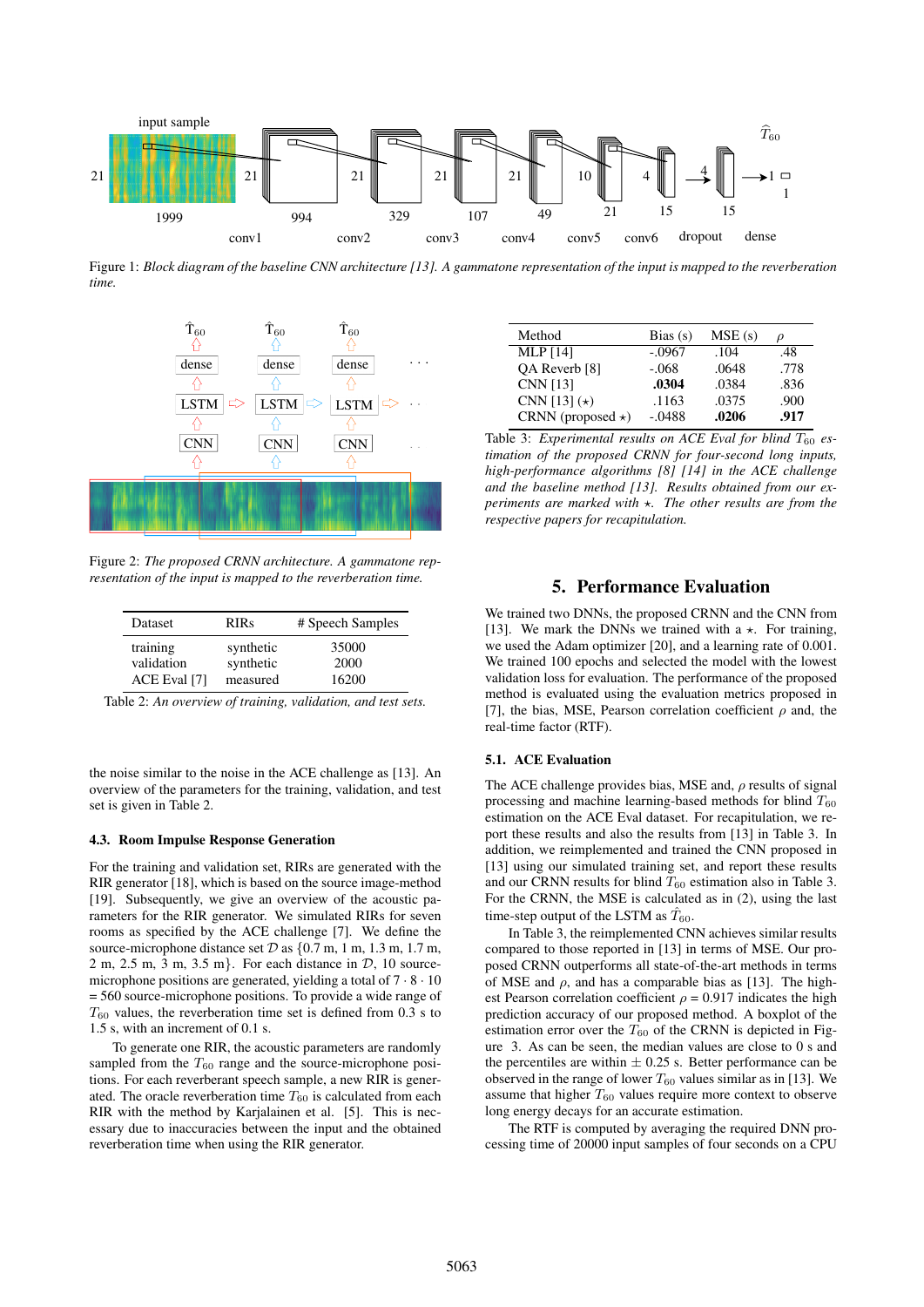Figure 1: *Block diagram of the baseline CNN architecture [13]. A gammatone representation of the input is mapped to the reverberation time.*

Figure 2: *The proposed CRNN architecture. A gammatone representation of the input is mapped to the reverberation time.*

| Dataset | RIRs | # Speech Samples |
|---|---|---|
| training | synthetic | 35000 |
| validation | synthetic | 2000 |
| ACE Eval [7] | measured | 16200 |

Table 2: *An overview of training, validation, and test sets.*

the noise similar to the noise in the ACE challenge as [13]. An overview of the parameters for the training, validation, and test set is given in Table 2.

### 4.3. Room Impulse Response Generation

For the training and validation set, RIRs are generated with the RIR generator [18], which is based on the source image-method [19]. Subsequently, we give an overview of the acoustic parameters for the RIR generator. We simulated RIRs for seven rooms as specified by the ACE challenge [7]. We define the source-microphone distance set $\mathcal{D}$ as $\{0.7$ m, 1 m, 1.3 m, 1.7 m, 2 m, 2.5 m, 3 m, 3.5 m$\}$. For each distance in $\mathcal{D}$, 10 source-microphone positions are generated, yielding a total of $7 \cdot 8 \cdot 10 = 560$ source-microphone positions. To provide a wide range of $T_{60}$ values, the reverberation time set is defined from 0.3 s to 1.5 s, with an increment of 0.1 s.

To generate one RIR, the acoustic parameters are randomly sampled from the $T_{60}$ range and the source-microphone positions. For each reverberant speech sample, a new RIR is generated. The oracle reverberation time $T_{60}$ is calculated from each RIR with the method by Karjalainen et al. [5]. This is necessary due to inaccuracies between the input and the obtained reverberation time when using the RIR generator.

| Method | Bias (s) | MSE (s) | $\rho$ |
|---|---|---|---|
| MLP [14] | -.0967 | .104 | .48 |
| QA Reverb [8] | -.068 | .0648 | .778 |
| CNN [13] | **.0304** | .0384 | .836 |
| CNN [13] ($\star$) | .1163 | .0375 | .900 |
| CRNN (proposed $\star$) | -.0488 | **.0206** | **.917** |

Table 3: *Experimental results on ACE Eval for blind $T_{60}$ estimation of the proposed CRNN for four-second long inputs, high-performance algorithms [8] [14] in the ACE challenge and the baseline method [13]. Results obtained from our experiments are marked with $\star$. The other results are from the respective papers for recapitulation.*

## 5. Performance Evaluation

We trained two DNNs, the proposed CRNN and the CNN from [13]. We mark the DNNs we trained with a $\star$. For training, we used the Adam optimizer [20], and a learning rate of 0.001. We trained 100 epochs and selected the model with the lowest validation loss for evaluation. The performance of the proposed method is evaluated using the evaluation metrics proposed in [7], the bias, MSE, Pearson correlation coefficient $\rho$ and, the real-time factor (RTF).

### 5.1. ACE Evaluation

The ACE challenge provides bias, MSE and, $\rho$ results of signal processing and machine learning-based methods for blind $T_{60}$ estimation on the ACE Eval dataset. For recapitulation, we report these results and also the results from [13] in Table 3. In addition, we reimplemented and trained the CNN proposed in [13] using our simulated training set, and report these results and our CRNN results for blind $T_{60}$ estimation also in Table 3. For the CRNN, the MSE is calculated as in (2), using the last time-step output of the LSTM as $\hat{T}_{60}$.

In Table 3, the reimplemented CNN achieves similar results compared to those reported in [13] in terms of MSE. Our proposed CRNN outperforms all state-of-the-art methods in terms of MSE and $\rho$, and has a comparable bias as [13]. The highest Pearson correlation coefficient $\rho = 0.917$ indicates the high prediction accuracy of our proposed method. A boxplot of the estimation error over the $T_{60}$ of the CRNN is depicted in Figure 3. As can be seen, the median values are close to 0 s and the percentiles are within $\pm$ 0.25 s. Better performance can be observed in the range of lower $T_{60}$ values similar as in [13]. We assume that higher $T_{60}$ values require more context to observe long energy decays for an accurate estimation.

The RTF is computed by averaging the required DNN processing time of 20000 input samples of four seconds on a CPU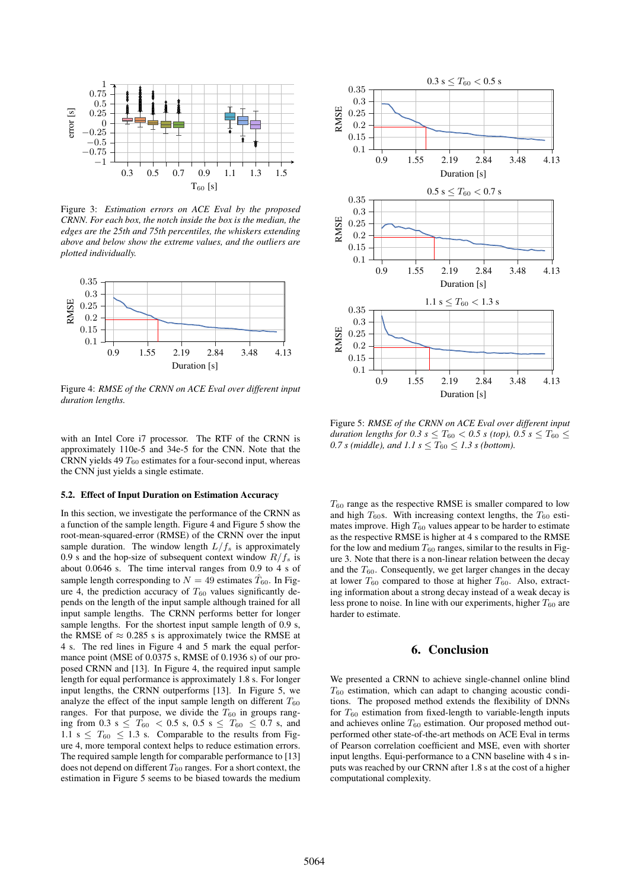Figure 3: *Estimation errors on ACE Eval by the proposed CRNN. For each box, the notch inside the box is the median, the edges are the 25th and 75th percentiles, the whiskers extending above and below show the extreme values, and the outliers are plotted individually.*

Figure 4: *RMSE of the CRNN on ACE Eval over different input duration lengths.*

with an Intel Core i7 processor. The RTF of the CRNN is approximately 110e-5 and 34e-5 for the CNN. Note that the CRNN yields 49 $T_{60}$ estimates for a four-second input, whereas the CNN just yields a single estimate.

### 5.2. Effect of Input Duration on Estimation Accuracy

In this section, we investigate the performance of the CRNN as a function of the sample length. Figure 4 and Figure 5 show the root-mean-squared-error (RMSE) of the CRNN over the input sample duration. The window length $L/f_s$ is approximately 0.9 s and the hop-size of subsequent context window $R/f_s$ is about 0.0646 s. The time interval ranges from 0.9 to 4 s of sample length corresponding to $N = 49$ estimates $\hat{T}_{60}$. In Figure 4, the prediction accuracy of $T_{60}$ values significantly depends on the length of the input sample although trained for all input sample lengths. The CRNN performs better for longer sample lengths. For the shortest input sample length of 0.9 s, the RMSE of $\approx$ 0.285 s is approximately twice the RMSE at 4 s. The red lines in Figure 4 and 5 mark the equal performance point (MSE of 0.0375 s, RMSE of 0.1936 s) of our proposed CRNN and [13]. In Figure 4, the required input sample length for equal performance is approximately 1.8 s. For longer input lengths, the CRNN outperforms [13]. In Figure 5, we analyze the effect of the input sample length on different $T_{60}$ ranges. For that purpose, we divide the $T_{60}$ in groups ranging from 0.3 s $\leq T_{60} <$ 0.5 s, 0.5 s $\leq T_{60} \leq$ 0.7 s, and 1.1 s $\leq T_{60} \leq$ 1.3 s. Comparable to the results from Figure 4, more temporal context helps to reduce estimation errors. The required sample length for comparable performance to [13] does not depend on different $T_{60}$ ranges. For a short context, the estimation in Figure 5 seems to be biased towards the medium $T_{60}$ range as the respective RMSE is smaller compared to low and high $T_{60}$s. With increasing context lengths, the $T_{60}$ estimates improve. High $T_{60}$ values appear to be harder to estimate as the respective RMSE is higher at 4 s compared to the RMSE for the low and medium $T_{60}$ ranges, similar to the results in Figure 3. Note that there is a non-linear relation between the decay and the $T_{60}$. Consequently, we get larger changes in the decay at lower $T_{60}$ compared to those at higher $T_{60}$. Also, extracting information about a strong decay instead of a weak decay is less prone to noise. In line with our experiments, higher $T_{60}$ are harder to estimate.

Figure 5: *RMSE of the CRNN on ACE Eval over different input duration lengths for 0.3 s $\leq T_{60} <$ 0.5 s (top), 0.5 s $\leq T_{60} \leq$ 0.7 s (middle), and 1.1 s $\leq T_{60} \leq$ 1.3 s (bottom).*

## 6. Conclusion

We presented a CRNN to achieve single-channel online blind $T_{60}$ estimation, which can adapt to changing acoustic conditions. The proposed method extends the flexibility of CNNs for $T_{60}$ estimation from fixed-length to variable-length inputs and achieves online $T_{60}$ estimation. Our proposed method outperformed other state-of-the-art methods on ACE Eval in terms of Pearson correlation coefficient and MSE, even with shorter input lengths. Equi-performance to a CNN baseline with 4 s inputs was reached by our CRNN after 1.8 s at the cost of a higher computational complexity.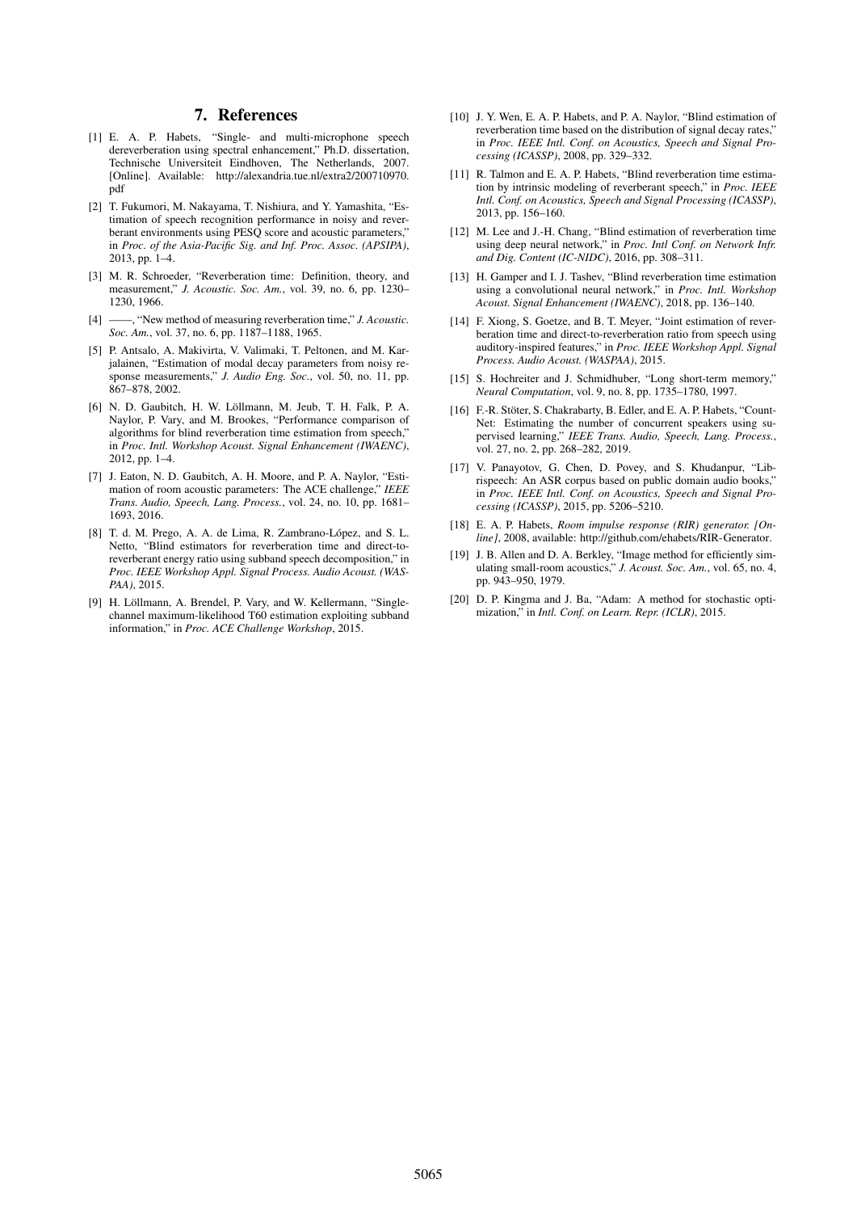# 7. References

[1] E. A. P. Habets, "Single- and multi-microphone speech dereverberation using spectral enhancement," Ph.D. dissertation, Technische Universiteit Eindhoven, The Netherlands, 2007. [Online]. Available: http://alexandria.tue.nl/extra2/200710970.pdf

[2] T. Fukumori, M. Nakayama, T. Nishiura, and Y. Yamashita, "Estimation of speech recognition performance in noisy and reverberant environments using PESQ score and acoustic parameters," in *Proc. of the Asia-Pacific Sig. and Inf. Proc. Assoc. (APSIPA)*, 2013, pp. 1–4.

[3] M. R. Schroeder, "Reverberation time: Definition, theory, and measurement," *J. Acoustic. Soc. Am.*, vol. 39, no. 6, pp. 1230–1230, 1966.

[4] ——, "New method of measuring reverberation time," *J. Acoustic. Soc. Am.*, vol. 37, no. 6, pp. 1187–1188, 1965.

[5] P. Antsalo, A. Makivirta, V. Valimaki, T. Peltonen, and M. Karjalainen, "Estimation of modal decay parameters from noisy response measurements," *J. Audio Eng. Soc.*, vol. 50, no. 11, pp. 867–878, 2002.

[6] N. D. Gaubitch, H. W. Löllmann, M. Jeub, T. H. Falk, P. A. Naylor, P. Vary, and M. Brookes, "Performance comparison of algorithms for blind reverberation time estimation from speech," in *Proc. Intl. Workshop Acoust. Signal Enhancement (IWAENC)*, 2012, pp. 1–4.

[7] J. Eaton, N. D. Gaubitch, A. H. Moore, and P. A. Naylor, "Estimation of room acoustic parameters: The ACE challenge," *IEEE Trans. Audio, Speech, Lang. Process.*, vol. 24, no. 10, pp. 1681–1693, 2016.

[8] T. d. M. Prego, A. A. de Lima, R. Zambrano-López, and S. L. Netto, "Blind estimators for reverberation time and direct-to-reverberant energy ratio using subband speech decomposition," in *Proc. IEEE Workshop Appl. Signal Process. Audio Acoust. (WASPAA)*, 2015.

[9] H. Löllmann, A. Brendel, P. Vary, and W. Kellermann, "Single-channel maximum-likelihood T60 estimation exploiting subband information," in *Proc. ACE Challenge Workshop*, 2015.

[10] J. Y. Wen, E. A. P. Habets, and P. A. Naylor, "Blind estimation of reverberation time based on the distribution of signal decay rates," in *Proc. IEEE Intl. Conf. on Acoustics, Speech and Signal Processing (ICASSP)*, 2008, pp. 329–332.

[11] R. Talmon and E. A. P. Habets, "Blind reverberation time estimation by intrinsic modeling of reverberant speech," in *Proc. IEEE Intl. Conf. on Acoustics, Speech and Signal Processing (ICASSP)*, 2013, pp. 156–160.

[12] M. Lee and J.-H. Chang, "Blind estimation of reverberation time using deep neural network," in *Proc. Intl Conf. on Network Infr. and Dig. Content (IC-NIDC)*, 2016, pp. 308–311.

[13] H. Gamper and I. J. Tashev, "Blind reverberation time estimation using a convolutional neural network," in *Proc. Intl. Workshop Acoust. Signal Enhancement (IWAENC)*, 2018, pp. 136–140.

[14] F. Xiong, S. Goetze, and B. T. Meyer, "Joint estimation of reverberation time and direct-to-reverberation ratio from speech using auditory-inspired features," in *Proc. IEEE Workshop Appl. Signal Process. Audio Acoust. (WASPAA)*, 2015.

[15] S. Hochreiter and J. Schmidhuber, "Long short-term memory," *Neural Computation*, vol. 9, no. 8, pp. 1735–1780, 1997.

[16] F.-R. Stöter, S. Chakrabarty, B. Edler, and E. A. P. Habets, "CountNet: Estimating the number of concurrent speakers using supervised learning," *IEEE Trans. Audio, Speech, Lang. Process.*, vol. 27, no. 2, pp. 268–282, 2019.

[17] V. Panayotov, G. Chen, D. Povey, and S. Khudanpur, "Librispeech: An ASR corpus based on public domain audio books," in *Proc. IEEE Intl. Conf. on Acoustics, Speech and Signal Processing (ICASSP)*, 2015, pp. 5206–5210.

[18] E. A. P. Habets, *Room impulse response (RIR) generator. [Online]*, 2008, available: http://github.com/ehabets/RIR-Generator.

[19] J. B. Allen and D. A. Berkley, "Image method for efficiently simulating small-room acoustics," *J. Acoust. Soc. Am.*, vol. 65, no. 4, pp. 943–950, 1979.

[20] D. P. Kingma and J. Ba, "Adam: A method for stochastic optimization," in *Intl. Conf. on Learn. Repr. (ICLR)*, 2015.